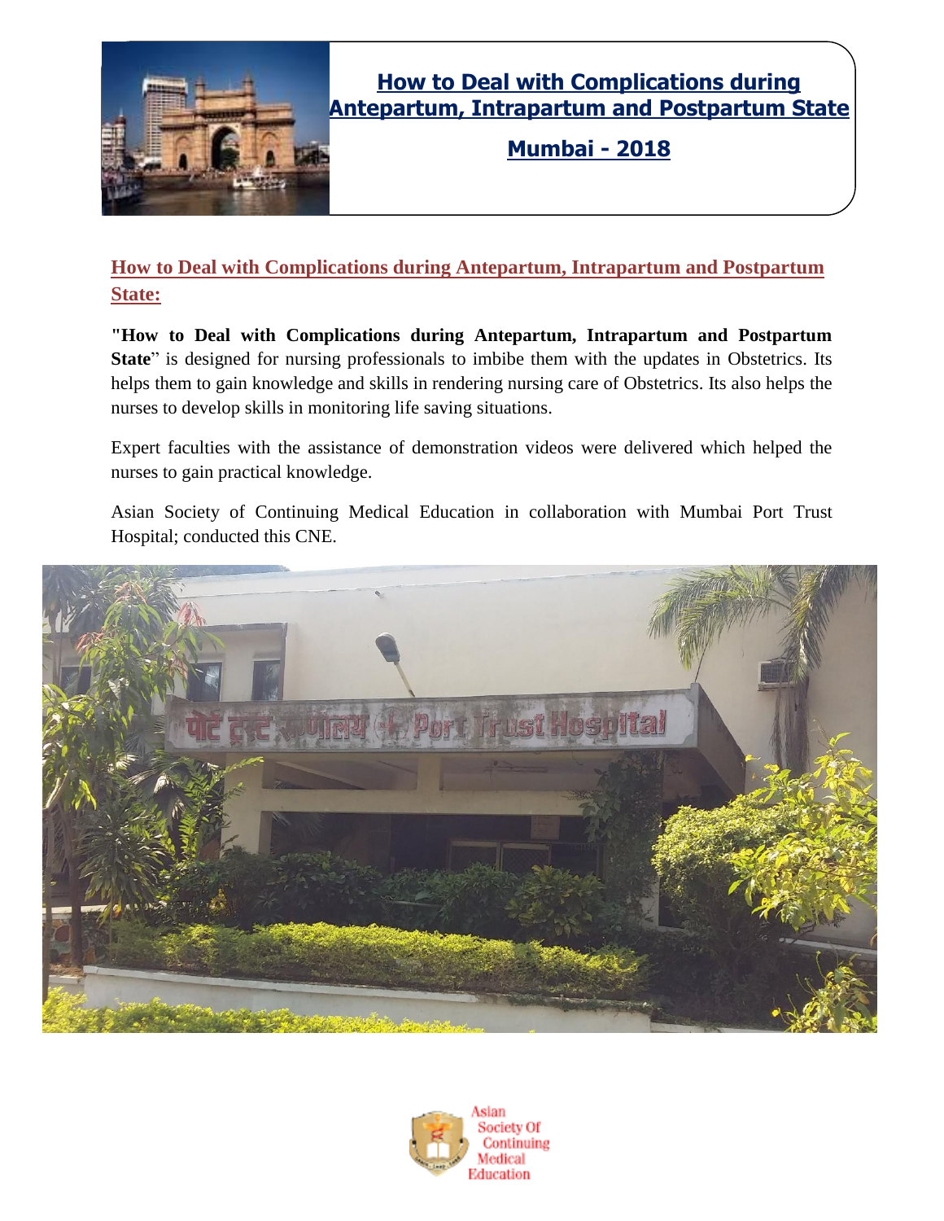# How to Deal with Complications during Antepartum, Intrapartum and Postpartum State

## Mumbai - 2018

## How to Deal with Complications during Antepartum, Intrapartum and Postpartum State:

**"How to Deal with Complications during Antepartum, Intrapartum and Postpartum State**" is designed for nursing professionals to imbibe them with the updates in Obstetrics. Its helps them to gain knowledge and skills in rendering nursing care of Obstetrics. Its also helps the nurses to develop skills in monitoring life saving situations.

Expert faculties with the assistance of demonstration videos were delivered which helped the nurses to gain practical knowledge.

Asian Society of Continuing Medical Education in collaboration with Mumbai Port Trust Hospital; conducted this CNE.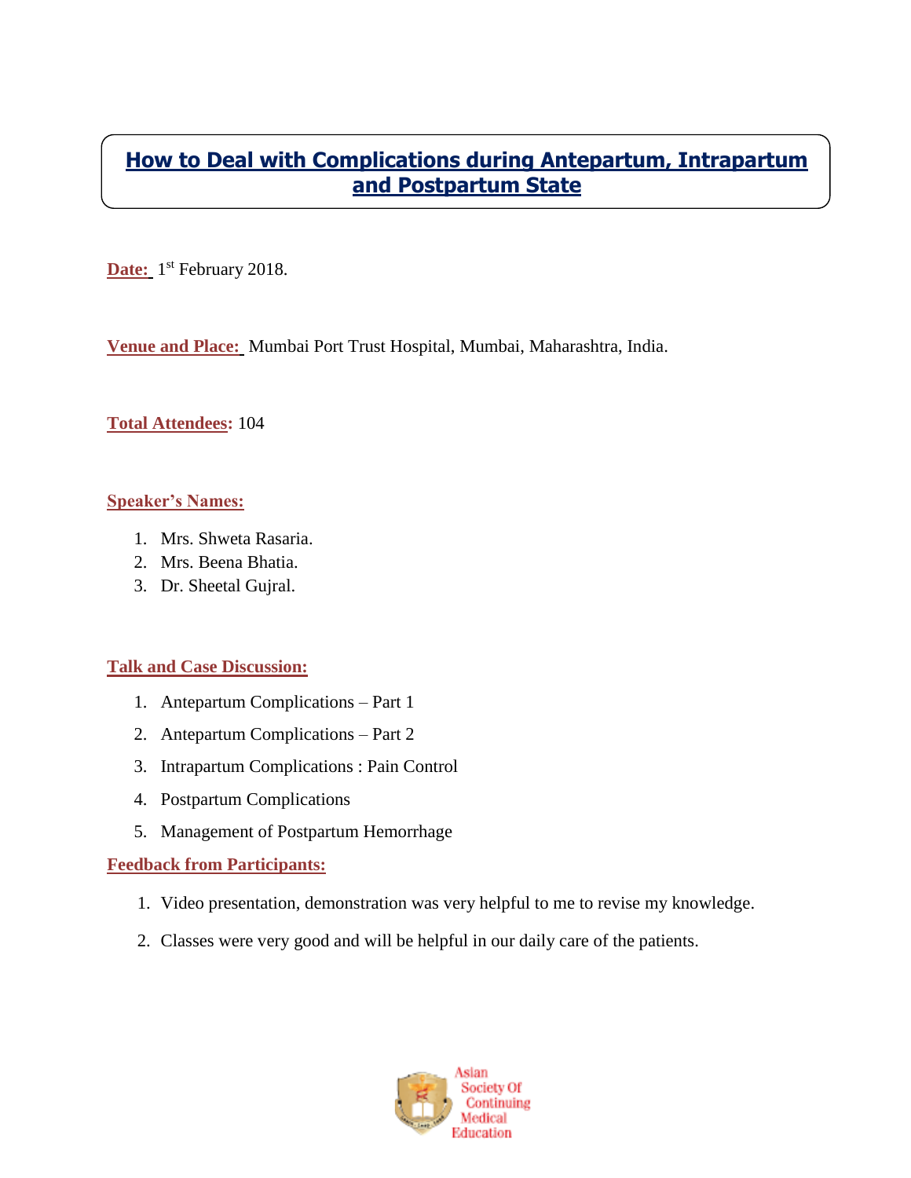## How to Deal with Complications during Antepartum, Intrapartum and Postpartum State

**Date:** 1st February 2018.

**Venue and Place:** Mumbai Port Trust Hospital, Mumbai, Maharashtra, India.

**Total Attendees:** 104

**Speaker's Names:**

1. Mrs. Shweta Rasaria.
2. Mrs. Beena Bhatia.
3. Dr. Sheetal Gujral.

**Talk and Case Discussion:**

1. Antepartum Complications – Part 1
2. Antepartum Complications – Part 2
3. Intrapartum Complications : Pain Control
4. Postpartum Complications
5. Management of Postpartum Hemorrhage

**Feedback from Participants:**

1. Video presentation, demonstration was very helpful to me to revise my knowledge.
2. Classes were very good and will be helpful in our daily care of the patients.

Asian Society Of Continuing Medical Education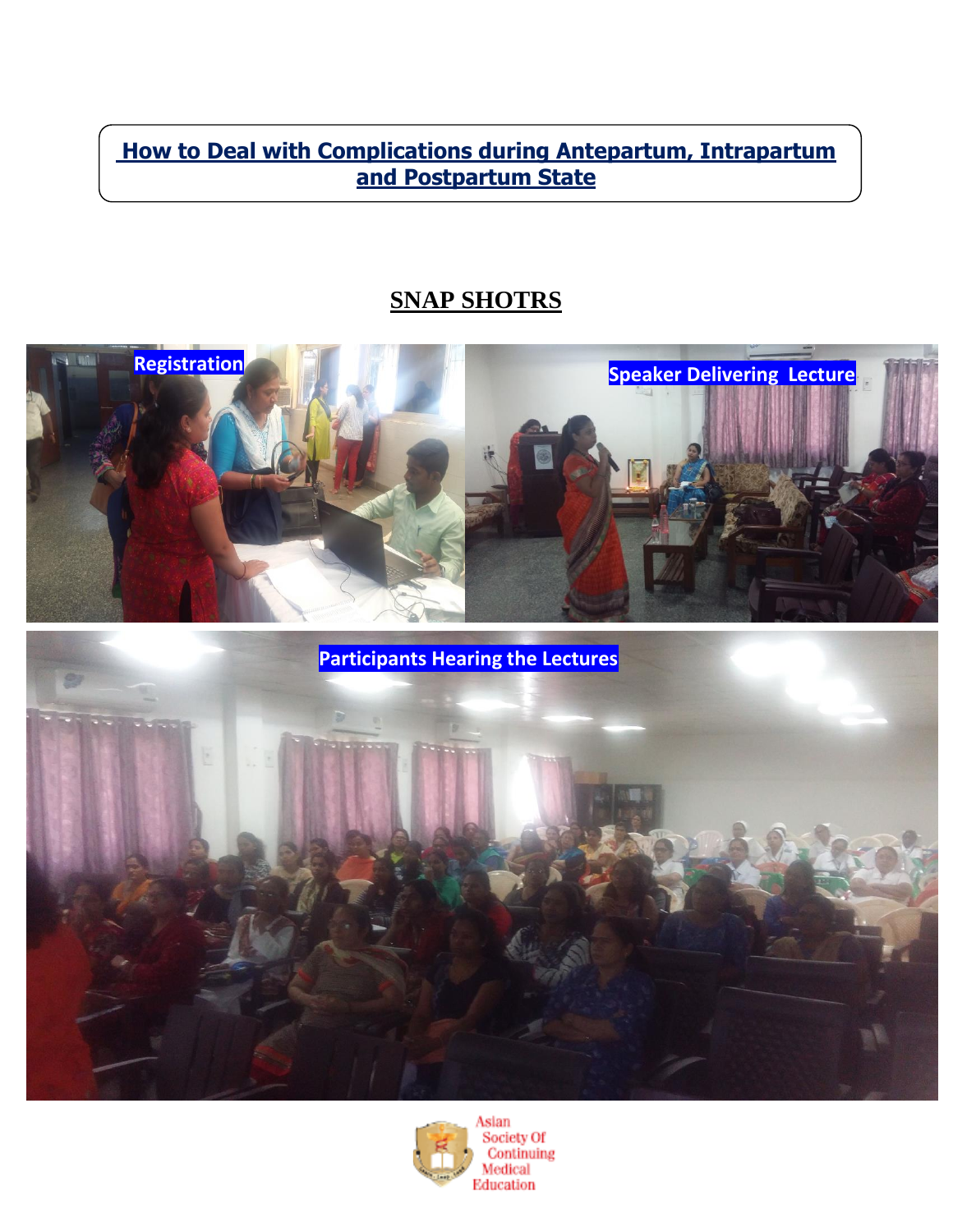# How to Deal with Complications during Antepartum, Intrapartum and Postpartum State

## SNAP SHOTRS

Registration

Speaker Delivering Lecture

Participants Hearing the Lectures

Asian Society Of Continuing Medical Education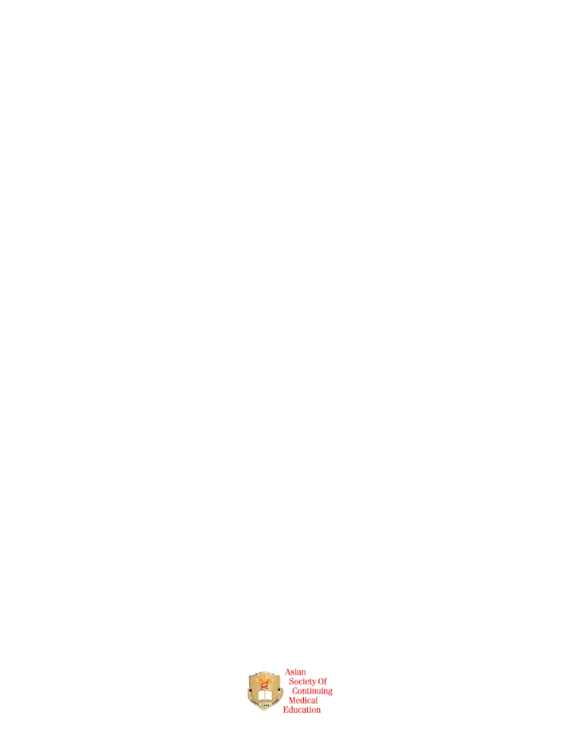Asian
Society Of
Continuing
Medical
Education